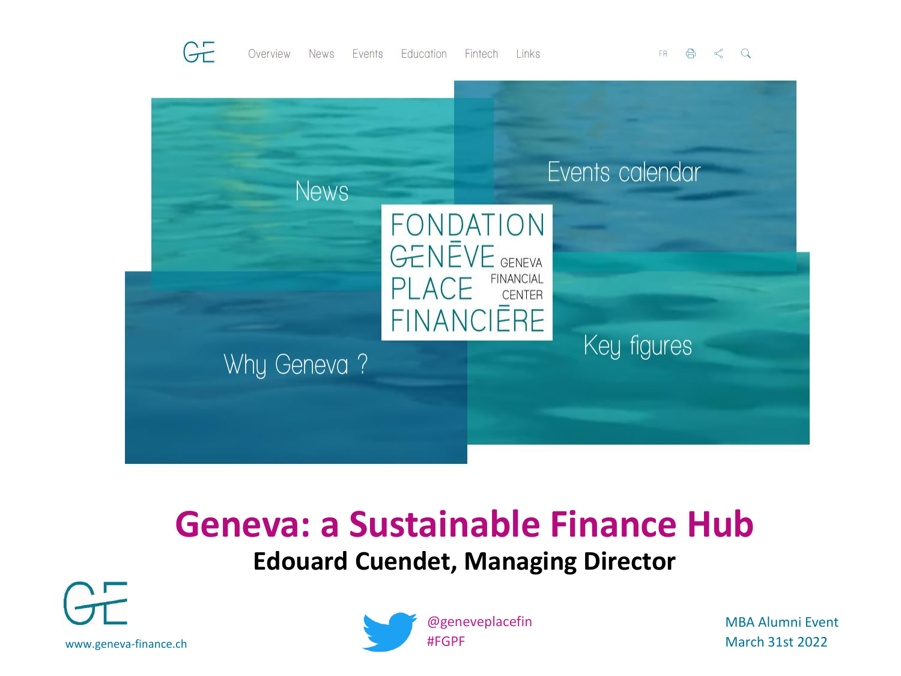Overview News Events Education Fintech Links

News

Events calendar

FONDATION GENĒVE PLACE FINANCIĒRE
GENEVA FINANCIAL CENTER

Why Geneva ?

Key figures

# Geneva: a Sustainable Finance Hub

**Edouard Cuendet, Managing Director**

www.geneva-finance.ch

@geneveplacefin
#FGPF

MBA Alumni Event
March 31st 2022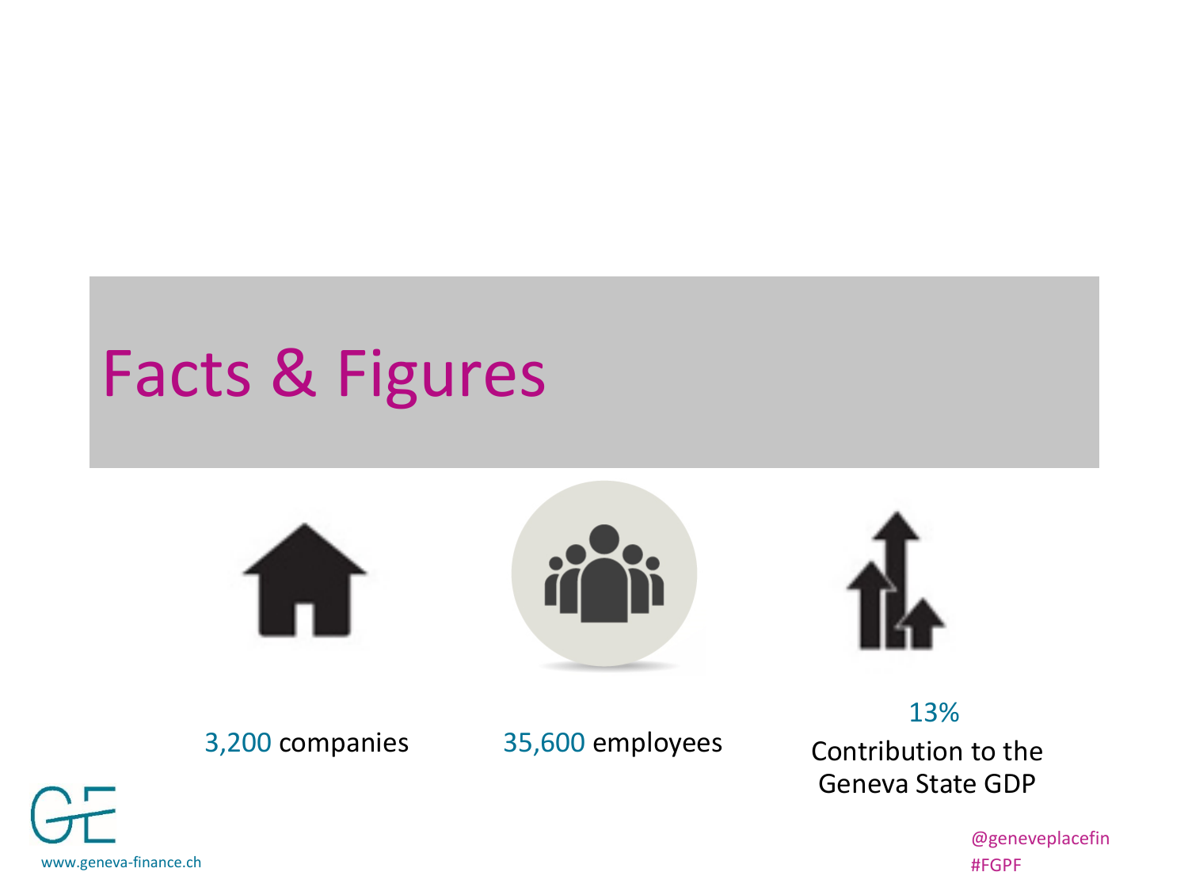# Facts & Figures

3,200 companies

35,600 employees

13%
Contribution to the Geneva State GDP

www.geneva-finance.ch

@geneveplacefin
#FGPF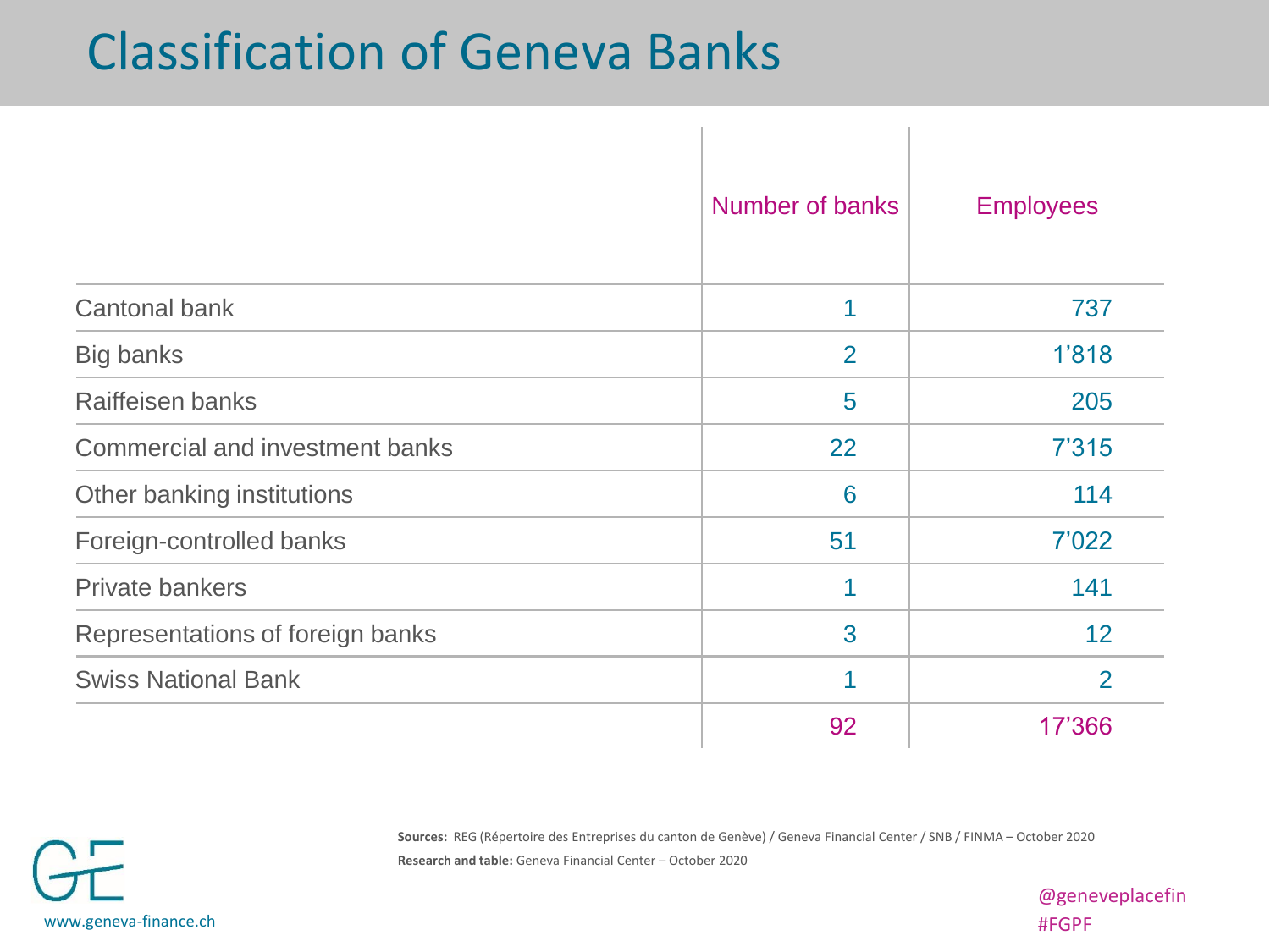# Classification of Geneva Banks

| | Number of banks | Employees |
|---|---|---|
| Cantonal bank | 1 | 737 |
| Big banks | 2 | 1’818 |
| Raiffeisen banks | 5 | 205 |
| Commercial and investment banks | 22 | 7’315 |
| Other banking institutions | 6 | 114 |
| Foreign-controlled banks | 51 | 7’022 |
| Private bankers | 1 | 141 |
| Representations of foreign banks | 3 | 12 |
| Swiss National Bank | 1 | 2 |
| | 92 | 17’366 |

**Sources:** REG (Répertoire des Entreprises du canton de Genève) / Geneva Financial Center / SNB / FINMA – October 2020

**Research and table:** Geneva Financial Center – October 2020

www.geneva-finance.ch

@geneveplacefin
#FGPF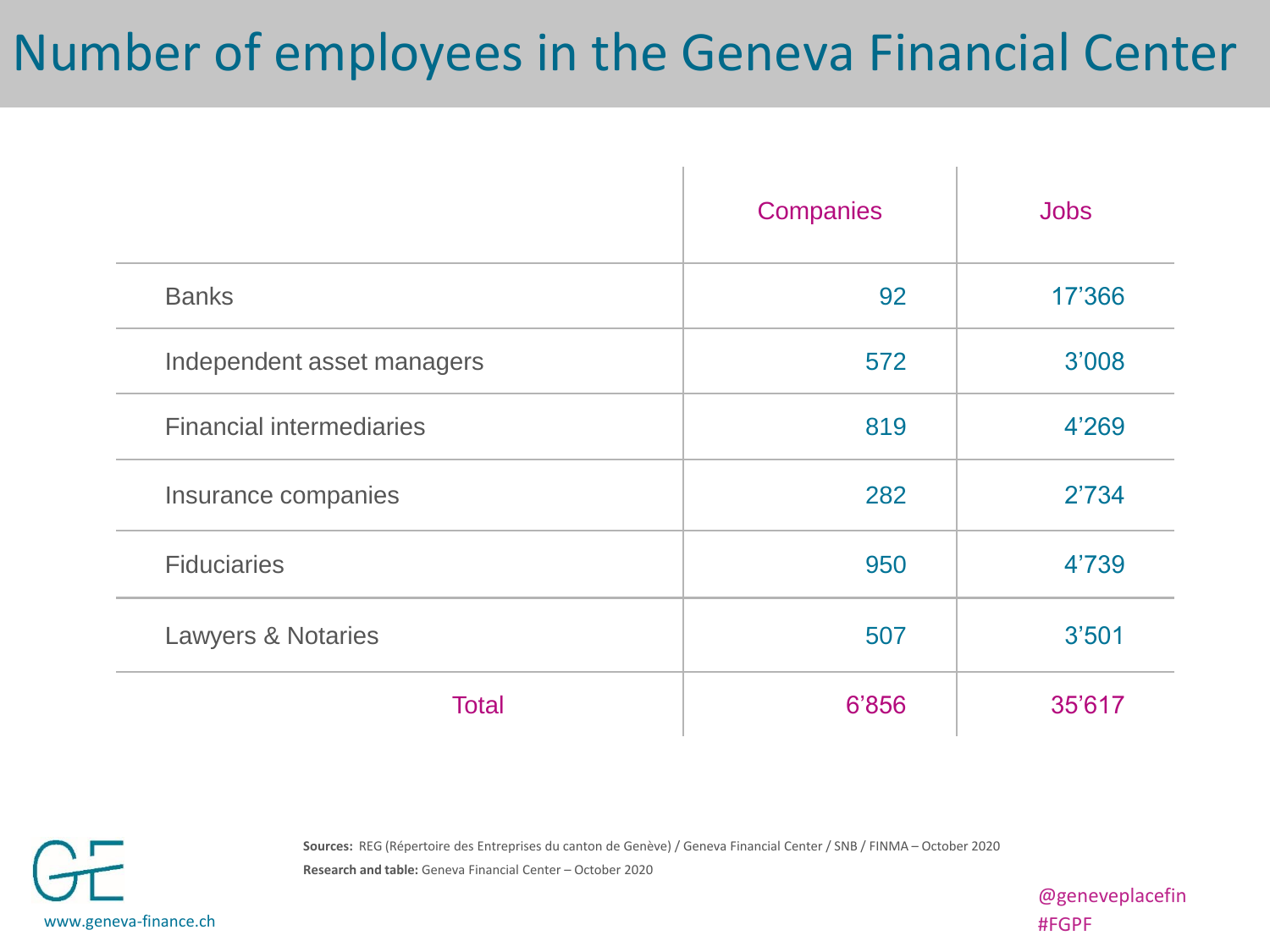# Number of employees in the Geneva Financial Center

| | Companies | Jobs |
|---|---|---|
| Banks | 92 | 17'366 |
| Independent asset managers | 572 | 3'008 |
| Financial intermediaries | 819 | 4'269 |
| Insurance companies | 282 | 2'734 |
| Fiduciaries | 950 | 4'739 |
| Lawyers & Notaries | 507 | 3'501 |
| Total | 6'856 | 35'617 |

**Sources:** REG (Répertoire des Entreprises du canton de Genève) / Geneva Financial Center / SNB / FINMA – October 2020

**Research and table:** Geneva Financial Center – October 2020

www.geneva-finance.ch

@geneveplacefin
#FGPF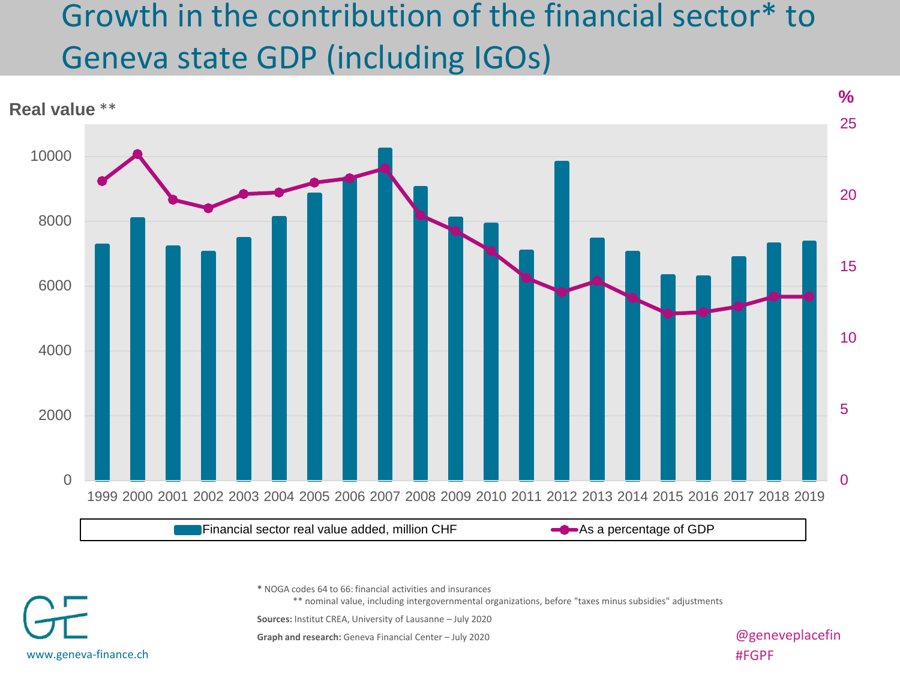# Growth in the contribution of the financial sector* to Geneva state GDP (including IGOs)

**Real value** **

Legend: Financial sector real value added, million CHF; As a percentage of GDP

* NOGA codes 64 to 66: financial activities and insurances

** nominal value, including intergovernmental organizations, before "taxes minus subsidies" adjustments

**Sources:** Institut CREA, University of Lausanne – July 2020

**Graph and research:** Geneva Financial Center – July 2020

www.geneva-finance.ch

@geneveplacefin
#FGPF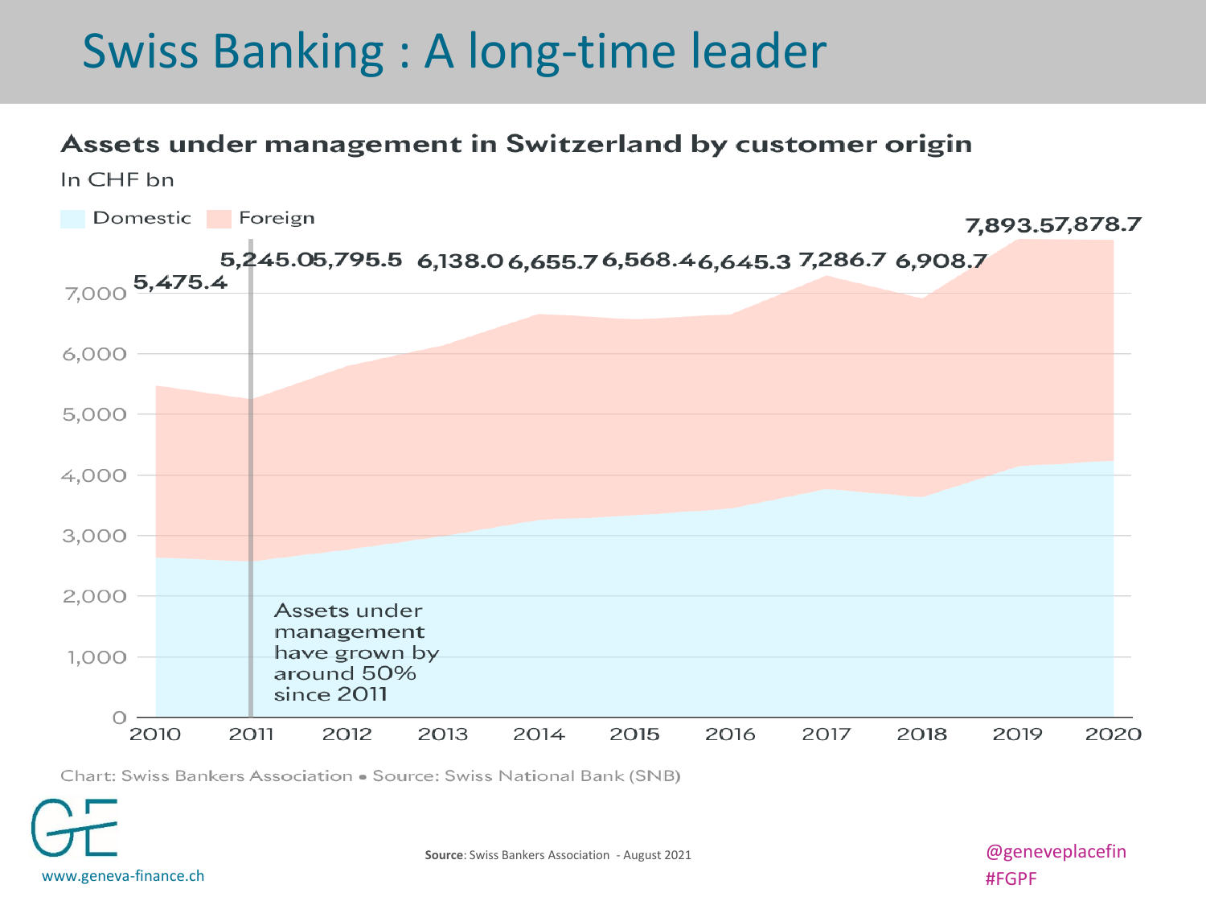# Swiss Banking : A long-time leader

## Assets under management in Switzerland by customer origin

In CHF bn

Domestic | Foreign

| Year | Total |
|---|---|
| 2010 | 5,475.4 |
| 2011 | 5,245.0 |
| 2012 | 5,795.5 |
| 2013 | 6,138.0 |
| 2014 | 6,655.7 |
| 2015 | 6,568.4 |
| 2016 | 6,645.3 |
| 2017 | 7,286.7 |
| 2018 | 6,908.7 |
| 2019 | 7,893.5 |
| 2020 | 7,878.7 |

Assets under management have grown by around 50% since 2011

Chart: Swiss Bankers Association • Source: Swiss National Bank (SNB)

**Source**: Swiss Bankers Association - August 2021

www.geneva-finance.ch

@geneveplacefin
#FGPF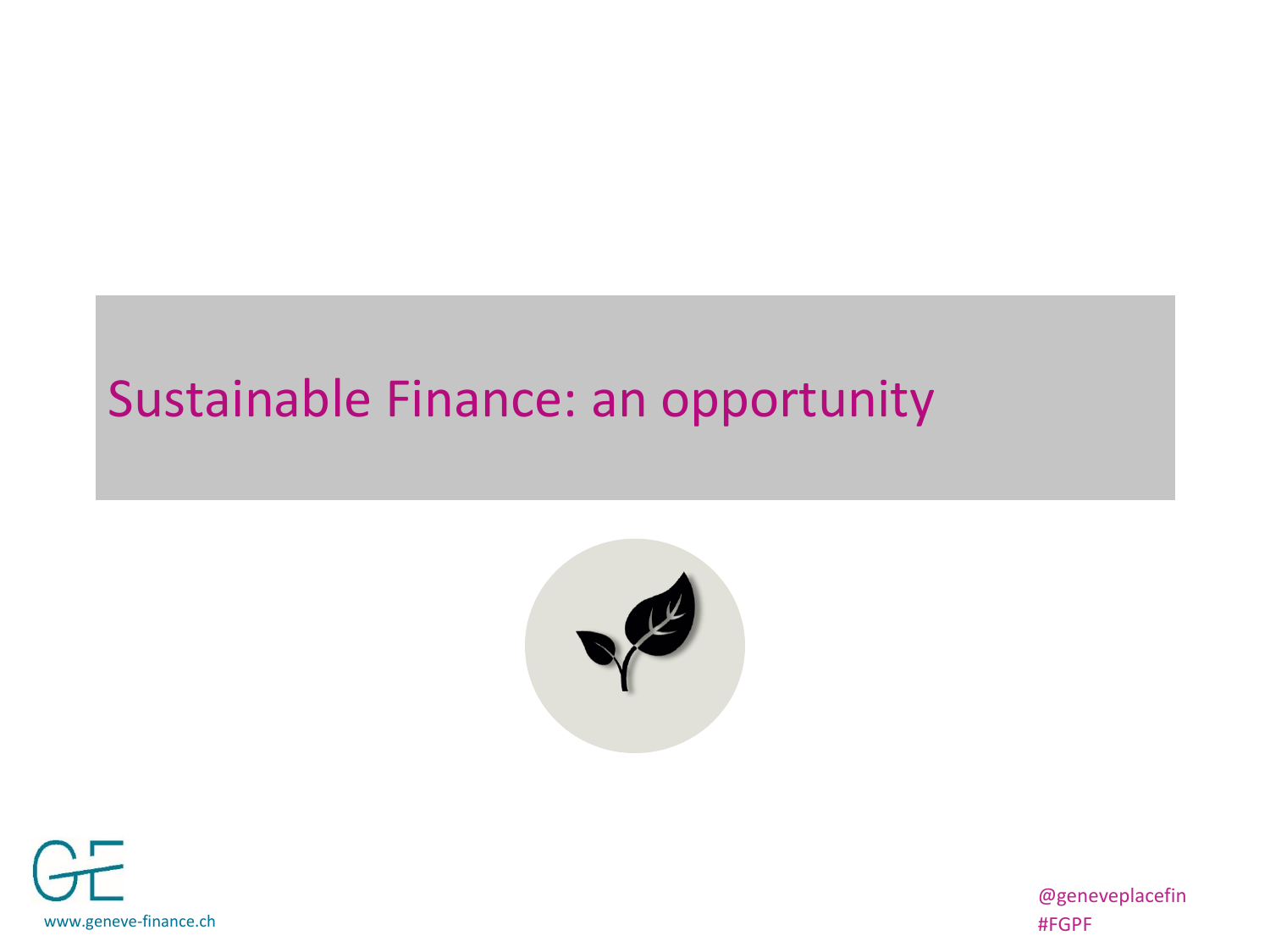# Sustainable Finance: an opportunity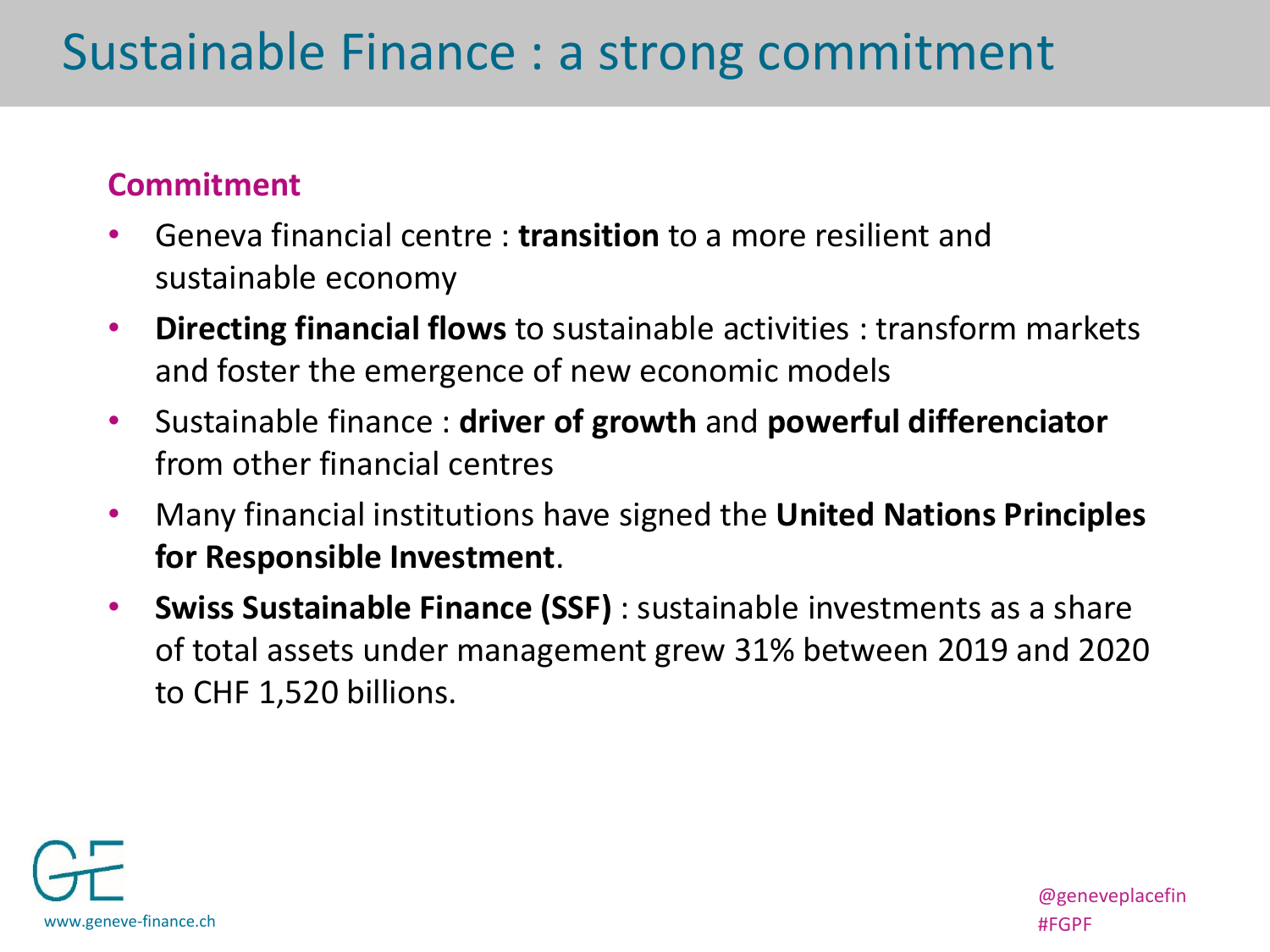# Sustainable Finance : a strong commitment

## Commitment

- Geneva financial centre : **transition** to a more resilient and sustainable economy
- **Directing financial flows** to sustainable activities : transform markets and foster the emergence of new economic models
- Sustainable finance : **driver of growth** and **powerful differenciator** from other financial centres
- Many financial institutions have signed the **United Nations Principles for Responsible Investment**.
- **Swiss Sustainable Finance (SSF)** : sustainable investments as a share of total assets under management grew 31% between 2019 and 2020 to CHF 1,520 billions.

www.geneve-finance.ch

@geneveplacefin
#FGPF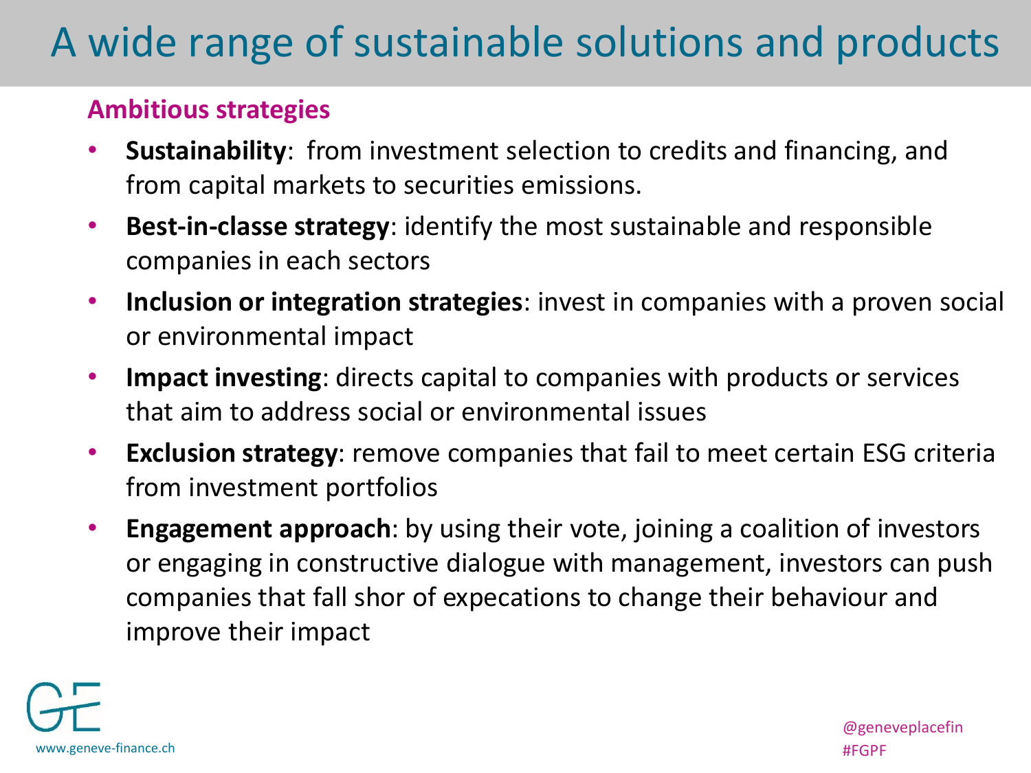# A wide range of sustainable solutions and products

**Ambitious strategies**

- **Sustainability**: from investment selection to credits and financing, and from capital markets to securities emissions.
- **Best-in-classe strategy**: identify the most sustainable and responsible companies in each sectors
- **Inclusion or integration strategies**: invest in companies with a proven social or environmental impact
- **Impact investing**: directs capital to companies with products or services that aim to address social or environmental issues
- **Exclusion strategy**: remove companies that fail to meet certain ESG criteria from investment portfolios
- **Engagement approach**: by using their vote, joining a coalition of investors or engaging in constructive dialogue with management, investors can push companies that fall shor of expecations to change their behaviour and improve their impact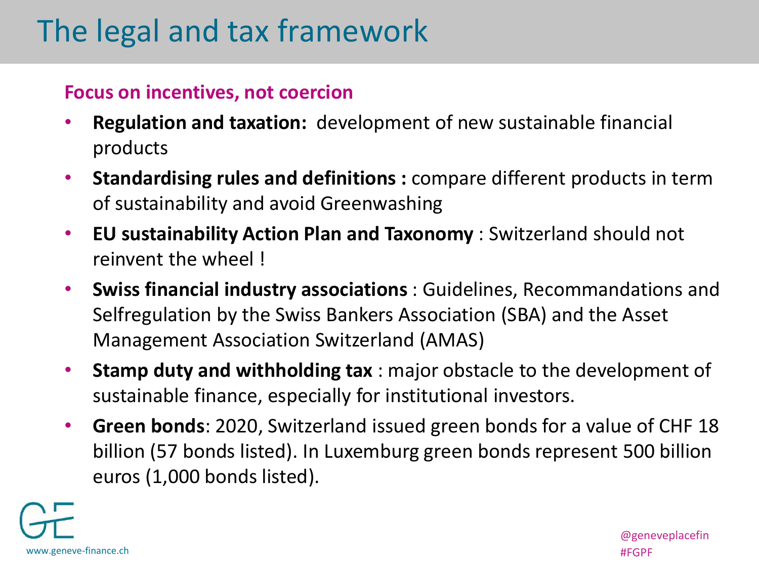# The legal and tax framework

**Focus on incentives, not coercion**

- **Regulation and taxation:** development of new sustainable financial products
- **Standardising rules and definitions :** compare different products in term of sustainability and avoid Greenwashing
- **EU sustainability Action Plan and Taxonomy** : Switzerland should not reinvent the wheel !
- **Swiss financial industry associations** : Guidelines, Recommandations and Selfregulation by the Swiss Bankers Association (SBA) and the Asset Management Association Switzerland (AMAS)
- **Stamp duty and withholding tax** : major obstacle to the development of sustainable finance, especially for institutional investors.
- **Green bonds**: 2020, Switzerland issued green bonds for a value of CHF 18 billion (57 bonds listed). In Luxemburg green bonds represent 500 billion euros (1,000 bonds listed).

www.geneve-finance.ch

@geneveplacefin
#FGPF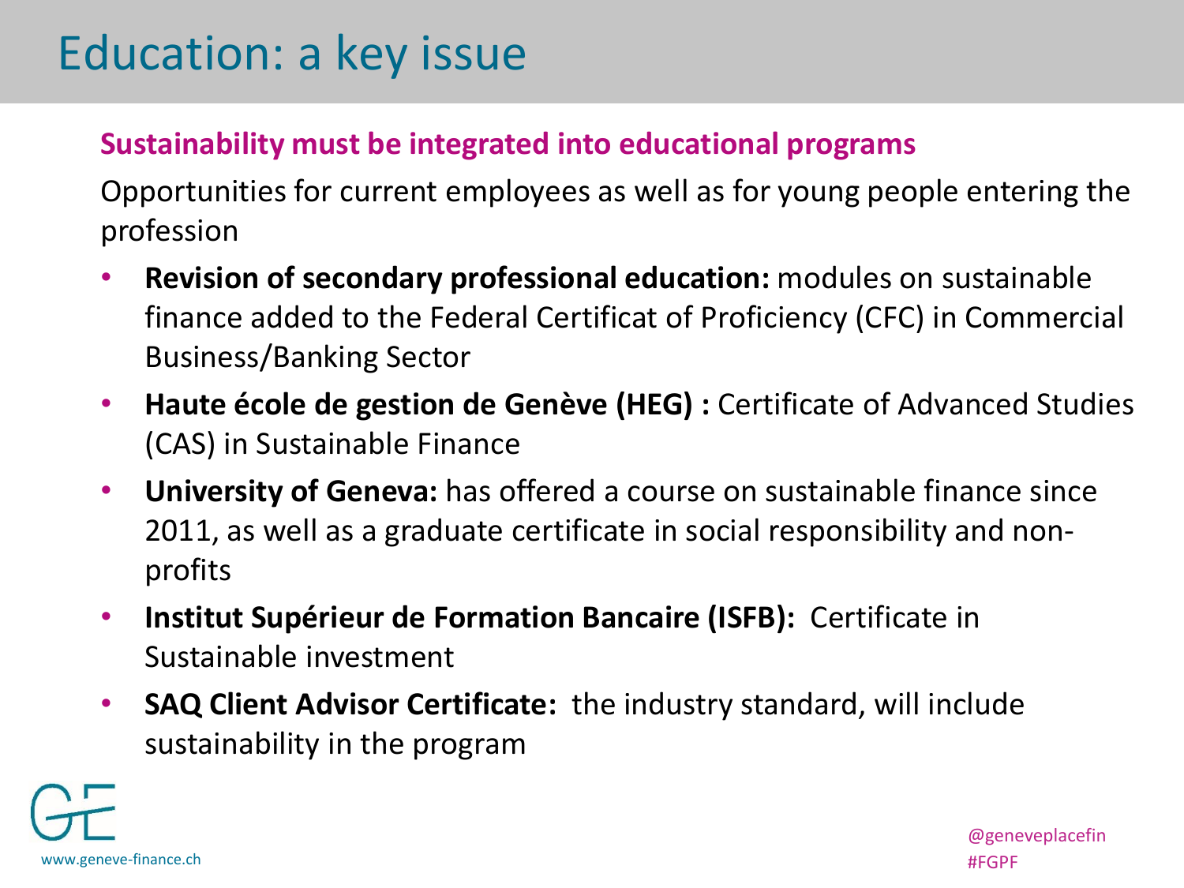# Education: a key issue

**Sustainability must be integrated into educational programs**

Opportunities for current employees as well as for young people entering the profession

- **Revision of secondary professional education:** modules on sustainable finance added to the Federal Certificat of Proficiency (CFC) in Commercial Business/Banking Sector
- **Haute école de gestion de Genève (HEG) :** Certificate of Advanced Studies (CAS) in Sustainable Finance
- **University of Geneva:** has offered a course on sustainable finance since 2011, as well as a graduate certificate in social responsibility and non-profits
- **Institut Supérieur de Formation Bancaire (ISFB):** Certificate in Sustainable investment
- **SAQ Client Advisor Certificate:** the industry standard, will include sustainability in the program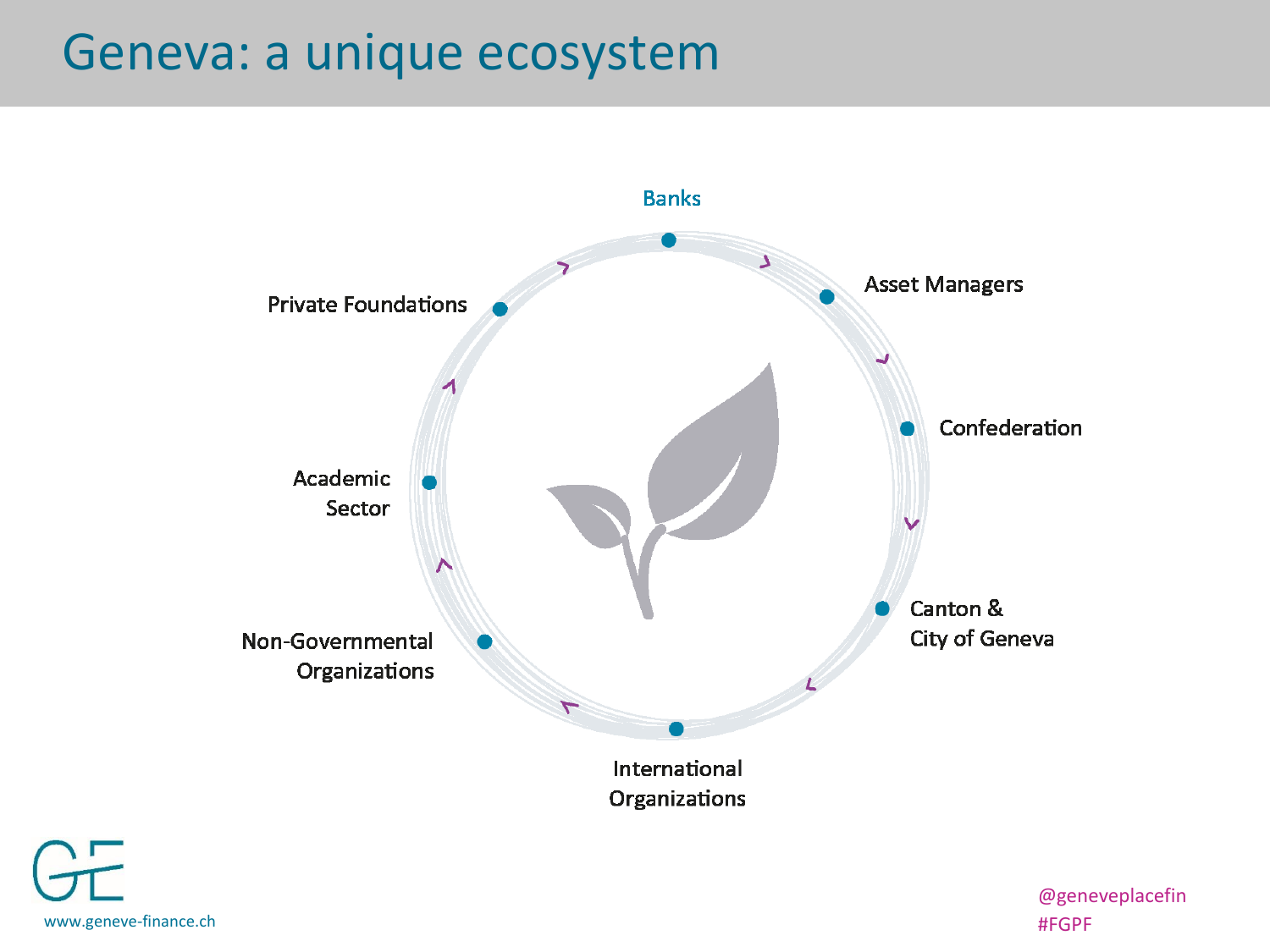# Geneva: a unique ecosystem

- Banks
- Asset Managers
- Confederation
- Canton & City of Geneva
- International Organizations
- Non-Governmental Organizations
- Academic Sector
- Private Foundations

www.geneve-finance.ch

@geneveplacefin
#FGPF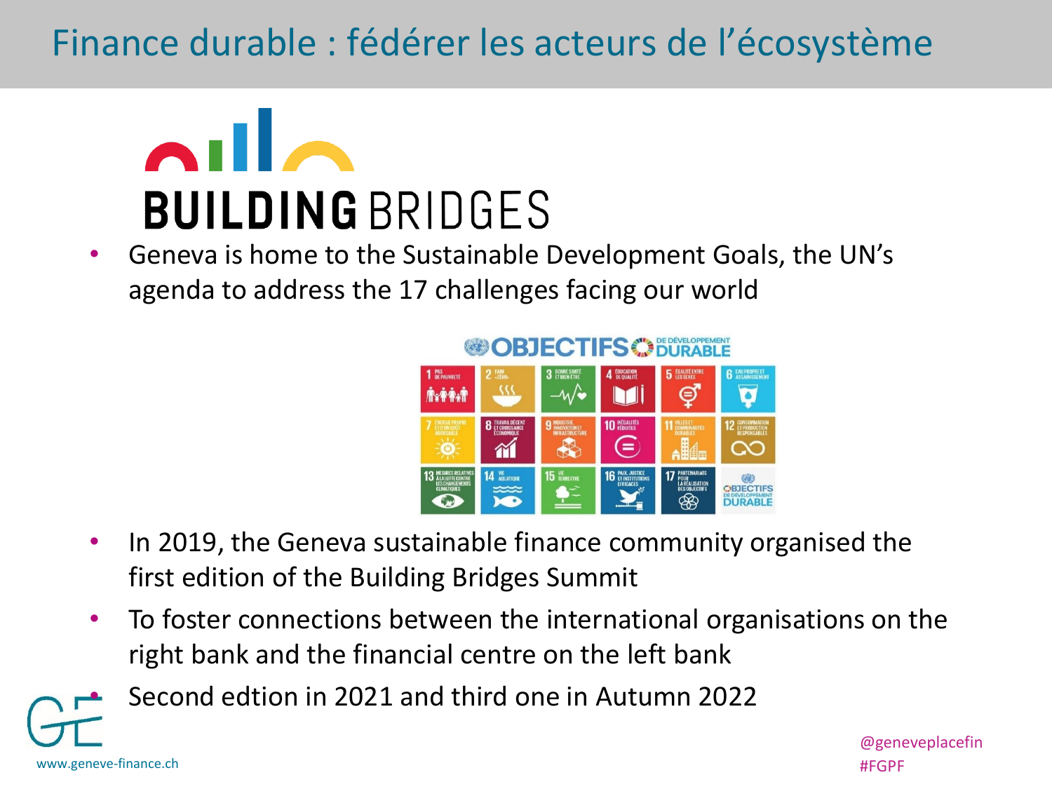# Finance durable : fédérer les acteurs de l'écosystème

**BUILDING** BRIDGES

- Geneva is home to the Sustainable Development Goals, the UN's agenda to address the 17 challenges facing our world

- In 2019, the Geneva sustainable finance community organised the first edition of the Building Bridges Summit
- To foster connections between the international organisations on the right bank and the financial centre on the left bank
- Second edtion in 2021 and third one in Autumn 2022

www.geneve-finance.ch

@geneveplacefin
#FGPF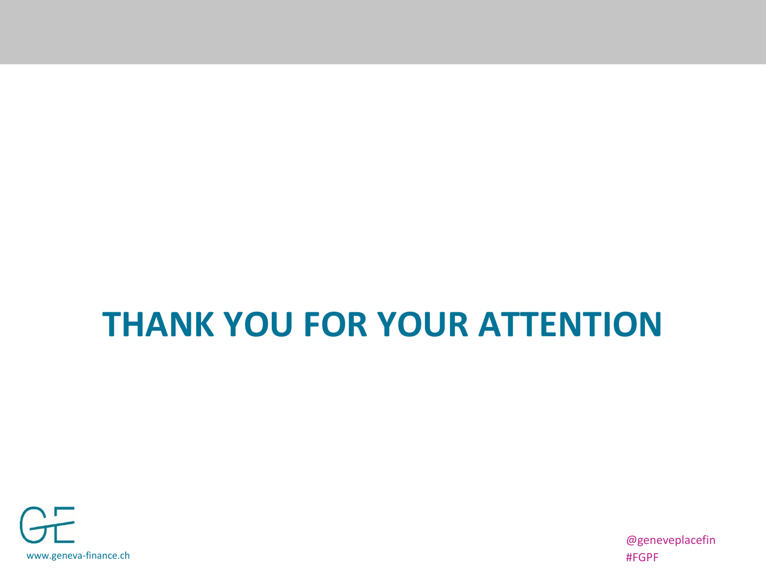# THANK YOU FOR YOUR ATTENTION

www.geneva-finance.ch

@geneveplacefin
#FGPF